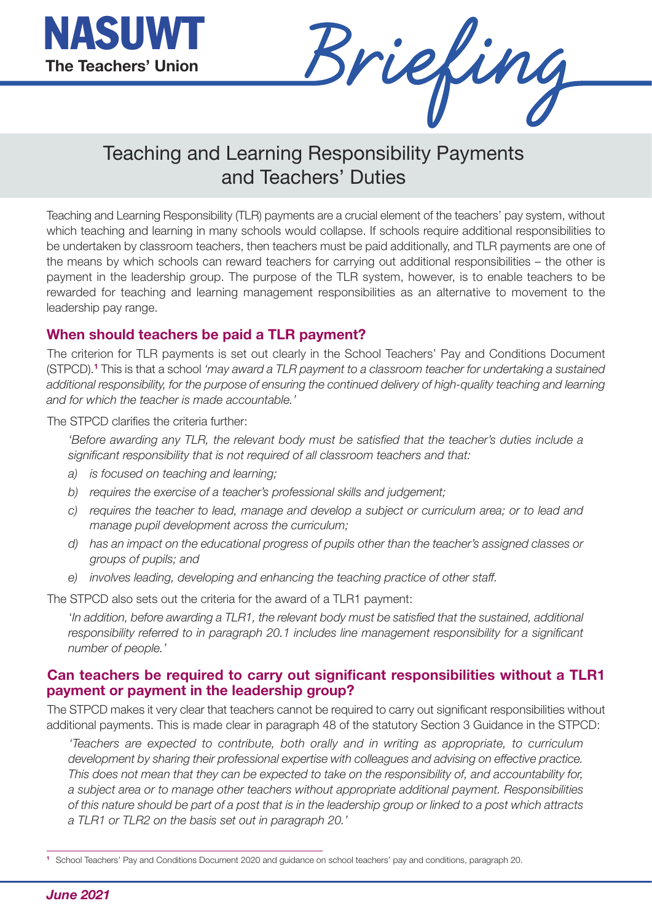NASUWT
The Teachers' Union

Briefing

# Teaching and Learning Responsibility Payments and Teachers' Duties

Teaching and Learning Responsibility (TLR) payments are a crucial element of the teachers' pay system, without which teaching and learning in many schools would collapse. If schools require additional responsibilities to be undertaken by classroom teachers, then teachers must be paid additionally, and TLR payments are one of the means by which schools can reward teachers for carrying out additional responsibilities – the other is payment in the leadership group. The purpose of the TLR system, however, is to enable teachers to be rewarded for teaching and learning management responsibilities as an alternative to movement to the leadership pay range.

## When should teachers be paid a TLR payment?

The criterion for TLR payments is set out clearly in the School Teachers' Pay and Conditions Document (STPCD).[1] This is that a school *'may award a TLR payment to a classroom teacher for undertaking a sustained additional responsibility, for the purpose of ensuring the continued delivery of high-quality teaching and learning and for which the teacher is made accountable.'*

The STPCD clarifies the criteria further:

*'Before awarding any TLR, the relevant body must be satisfied that the teacher's duties include a significant responsibility that is not required of all classroom teachers and that:*

*a) is focused on teaching and learning;*

*b) requires the exercise of a teacher's professional skills and judgement;*

*c) requires the teacher to lead, manage and develop a subject or curriculum area; or to lead and manage pupil development across the curriculum;*

*d) has an impact on the educational progress of pupils other than the teacher's assigned classes or groups of pupils; and*

*e) involves leading, developing and enhancing the teaching practice of other staff.*

The STPCD also sets out the criteria for the award of a TLR1 payment:

*'In addition, before awarding a TLR1, the relevant body must be satisfied that the sustained, additional responsibility referred to in paragraph 20.1 includes line management responsibility for a significant number of people.'*

## Can teachers be required to carry out significant responsibilities without a TLR1 payment or payment in the leadership group?

The STPCD makes it very clear that teachers cannot be required to carry out significant responsibilities without additional payments. This is made clear in paragraph 48 of the statutory Section 3 Guidance in the STPCD:

*'Teachers are expected to contribute, both orally and in writing as appropriate, to curriculum development by sharing their professional expertise with colleagues and advising on effective practice. This does not mean that they can be expected to take on the responsibility of, and accountability for, a subject area or to manage other teachers without appropriate additional payment. Responsibilities of this nature should be part of a post that is in the leadership group or linked to a post which attracts a TLR1 or TLR2 on the basis set out in paragraph 20.'*

[1] School Teachers' Pay and Conditions Document 2020 and guidance on school teachers' pay and conditions, paragraph 20.

*June 2021*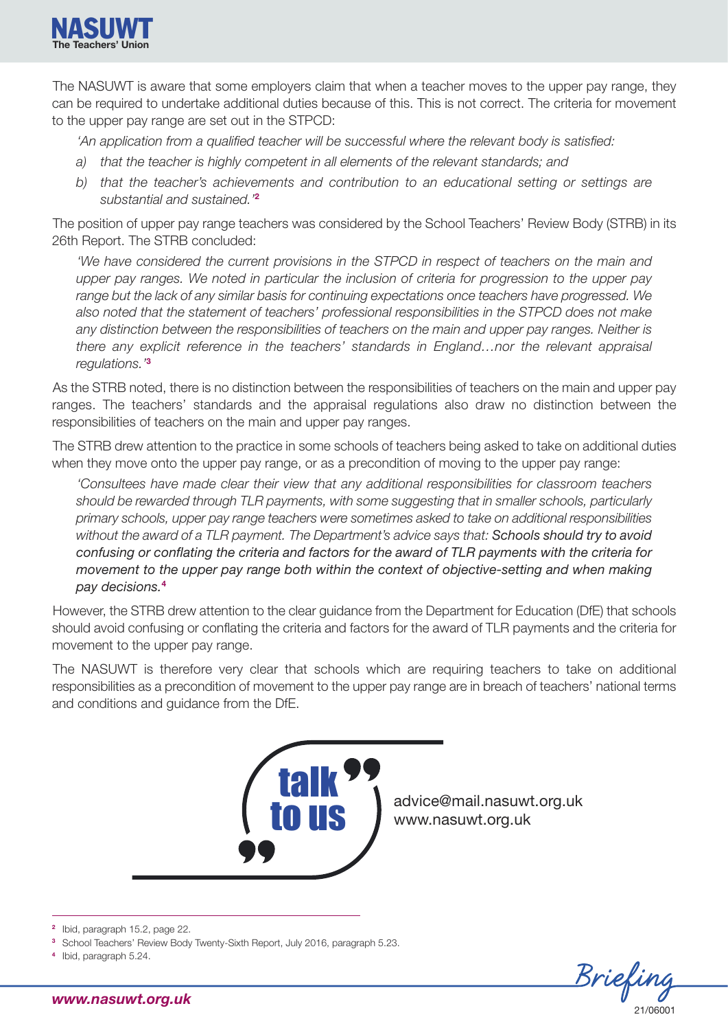The NASUWT is aware that some employers claim that when a teacher moves to the upper pay range, they can be required to undertake additional duties because of this. This is not correct. The criteria for movement to the upper pay range are set out in the STPCD:

> *'An application from a qualified teacher will be successful where the relevant body is satisfied:*
>
> *a) that the teacher is highly competent in all elements of the relevant standards; and*
>
> *b) that the teacher's achievements and contribution to an educational setting or settings are substantial and sustained.'*[2]

The position of upper pay range teachers was considered by the School Teachers' Review Body (STRB) in its 26th Report. The STRB concluded:

> *'We have considered the current provisions in the STPCD in respect of teachers on the main and upper pay ranges. We noted in particular the inclusion of criteria for progression to the upper pay range but the lack of any similar basis for continuing expectations once teachers have progressed. We also noted that the statement of teachers' professional responsibilities in the STPCD does not make any distinction between the responsibilities of teachers on the main and upper pay ranges. Neither is there any explicit reference in the teachers' standards in England…nor the relevant appraisal regulations.'*[3]

As the STRB noted, there is no distinction between the responsibilities of teachers on the main and upper pay ranges. The teachers' standards and the appraisal regulations also draw no distinction between the responsibilities of teachers on the main and upper pay ranges.

The STRB drew attention to the practice in some schools of teachers being asked to take on additional duties when they move onto the upper pay range, or as a precondition of moving to the upper pay range:

> *'Consultees have made clear their view that any additional responsibilities for classroom teachers should be rewarded through TLR payments, with some suggesting that in smaller schools, particularly primary schools, upper pay range teachers were sometimes asked to take on additional responsibilities without the award of a TLR payment. The Department's advice says that: Schools should try to avoid confusing or conflating the criteria and factors for the award of TLR payments with the criteria for movement to the upper pay range both within the context of objective-setting and when making pay decisions.*[4]

However, the STRB drew attention to the clear guidance from the Department for Education (DfE) that schools should avoid confusing or conflating the criteria and factors for the award of TLR payments and the criteria for movement to the upper pay range.

The NASUWT is therefore very clear that schools which are requiring teachers to take on additional responsibilities as a precondition of movement to the upper pay range are in breach of teachers' national terms and conditions and guidance from the DfE.

talk to us

advice@mail.nasuwt.org.uk
www.nasuwt.org.uk

---

[2] Ibid, paragraph 15.2, page 22.

[3] School Teachers' Review Body Twenty-Sixth Report, July 2016, paragraph 5.23.

[4] Ibid, paragraph 5.24.